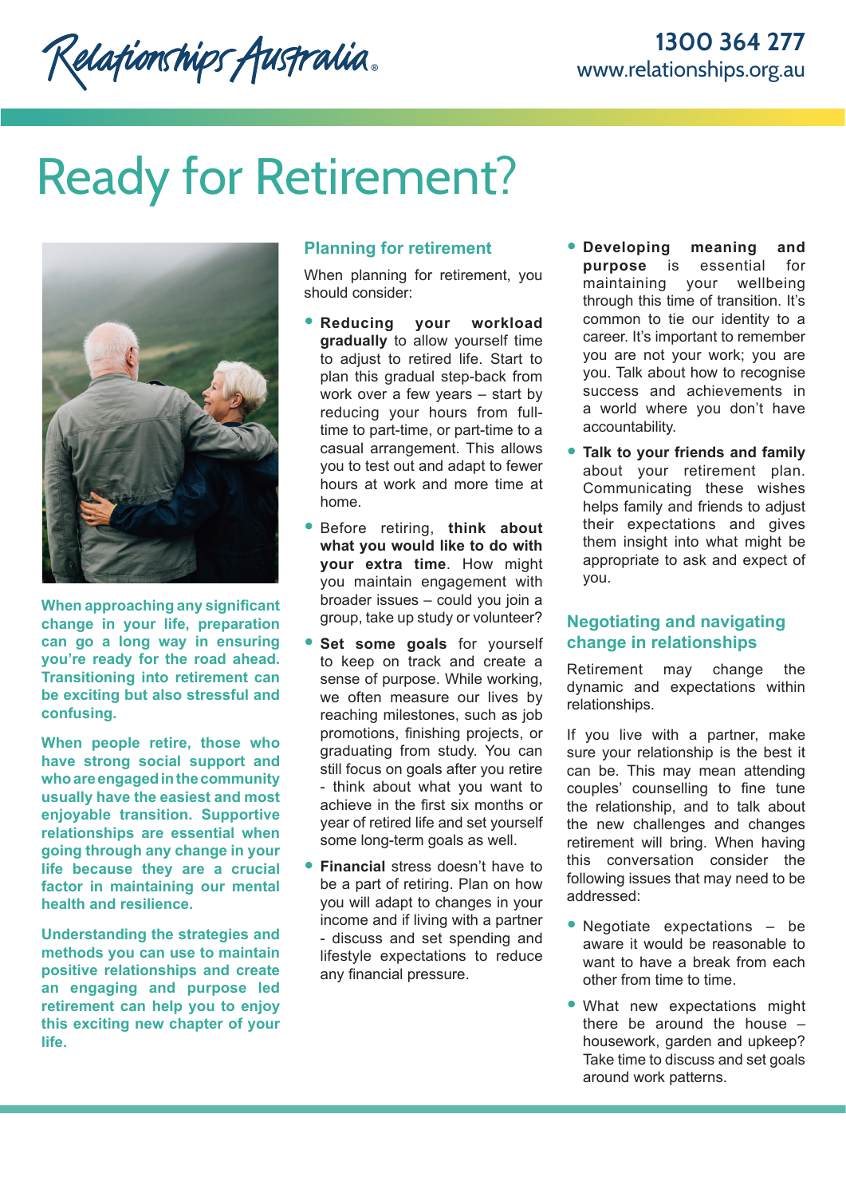Relationships Australia

1300 364 277
www.relationships.org.au

# Ready for Retirement?

**When approaching any significant change in your life, preparation can go a long way in ensuring you're ready for the road ahead. Transitioning into retirement can be exciting but also stressful and confusing.**

**When people retire, those who have strong social support and who are engaged in the community usually have the easiest and most enjoyable transition. Supportive relationships are essential when going through any change in your life because they are a crucial factor in maintaining our mental health and resilience.**

**Understanding the strategies and methods you can use to maintain positive relationships and create an engaging and purpose led retirement can help you to enjoy this exciting new chapter of your life.**

## Planning for retirement

When planning for retirement, you should consider:

- **Reducing your workload gradually** to allow yourself time to adjust to retired life. Start to plan this gradual step-back from work over a few years – start by reducing your hours from full-time to part-time, or part-time to a casual arrangement. This allows you to test out and adapt to fewer hours at work and more time at home.
- Before retiring, **think about what you would like to do with your extra time**. How might you maintain engagement with broader issues – could you join a group, take up study or volunteer?
- **Set some goals** for yourself to keep on track and create a sense of purpose. While working, we often measure our lives by reaching milestones, such as job promotions, finishing projects, or graduating from study. You can still focus on goals after you retire - think about what you want to achieve in the first six months or year of retired life and set yourself some long-term goals as well.
- **Financial** stress doesn't have to be a part of retiring. Plan on how you will adapt to changes in your income and if living with a partner - discuss and set spending and lifestyle expectations to reduce any financial pressure.
- **Developing meaning and purpose** is essential for maintaining your wellbeing through this time of transition. It's common to tie our identity to a career. It's important to remember you are not your work; you are you. Talk about how to recognise success and achievements in a world where you don't have accountability.
- **Talk to your friends and family** about your retirement plan. Communicating these wishes helps family and friends to adjust their expectations and gives them insight into what might be appropriate to ask and expect of you.

## Negotiating and navigating change in relationships

Retirement may change the dynamic and expectations within relationships.

If you live with a partner, make sure your relationship is the best it can be. This may mean attending couples' counselling to fine tune the relationship, and to talk about the new challenges and changes retirement will bring. When having this conversation consider the following issues that may need to be addressed:

- Negotiate expectations – be aware it would be reasonable to want to have a break from each other from time to time.
- What new expectations might there be around the house – housework, garden and upkeep? Take time to discuss and set goals around work patterns.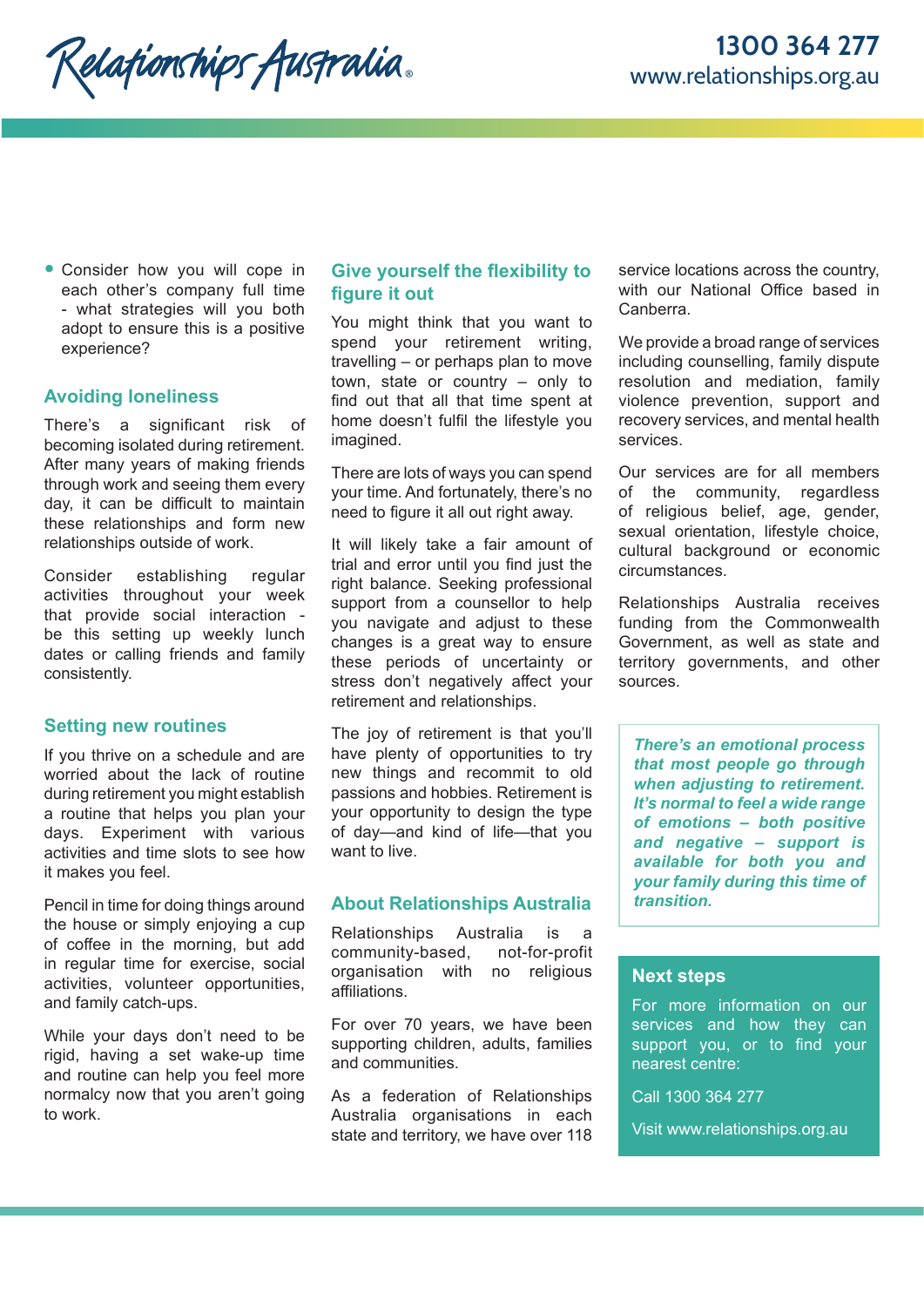- Consider how you will cope in each other's company full time - what strategies will you both adopt to ensure this is a positive experience?

## Avoiding loneliness

There's a significant risk of becoming isolated during retirement. After many years of making friends through work and seeing them every day, it can be difficult to maintain these relationships and form new relationships outside of work.

Consider establishing regular activities throughout your week that provide social interaction - be this setting up weekly lunch dates or calling friends and family consistently.

## Setting new routines

If you thrive on a schedule and are worried about the lack of routine during retirement you might establish a routine that helps you plan your days. Experiment with various activities and time slots to see how it makes you feel.

Pencil in time for doing things around the house or simply enjoying a cup of coffee in the morning, but add in regular time for exercise, social activities, volunteer opportunities, and family catch-ups.

While your days don't need to be rigid, having a set wake-up time and routine can help you feel more normalcy now that you aren't going to work.

## Give yourself the flexibility to figure it out

You might think that you want to spend your retirement writing, travelling – or perhaps plan to move town, state or country – only to find out that all that time spent at home doesn't fulfil the lifestyle you imagined.

There are lots of ways you can spend your time. And fortunately, there's no need to figure it all out right away.

It will likely take a fair amount of trial and error until you find just the right balance. Seeking professional support from a counsellor to help you navigate and adjust to these changes is a great way to ensure these periods of uncertainty or stress don't negatively affect your retirement and relationships.

The joy of retirement is that you'll have plenty of opportunities to try new things and recommit to old passions and hobbies. Retirement is your opportunity to design the type of day—and kind of life—that you want to live.

## About Relationships Australia

Relationships Australia is a community-based, not-for-profit organisation with no religious affiliations.

For over 70 years, we have been supporting children, adults, families and communities.

As a federation of Relationships Australia organisations in each state and territory, we have over 118 service locations across the country, with our National Office based in Canberra.

We provide a broad range of services including counselling, family dispute resolution and mediation, family violence prevention, support and recovery services, and mental health services.

Our services are for all members of the community, regardless of religious belief, age, gender, sexual orientation, lifestyle choice, cultural background or economic circumstances.

Relationships Australia receives funding from the Commonwealth Government, as well as state and territory governments, and other sources.

***There's an emotional process that most people go through when adjusting to retirement. It's normal to feel a wide range of emotions – both positive and negative – support is available for both you and your family during this time of transition.***

## Next steps

For more information on our services and how they can support you, or to find your nearest centre:

Call 1300 364 277

Visit www.relationships.org.au